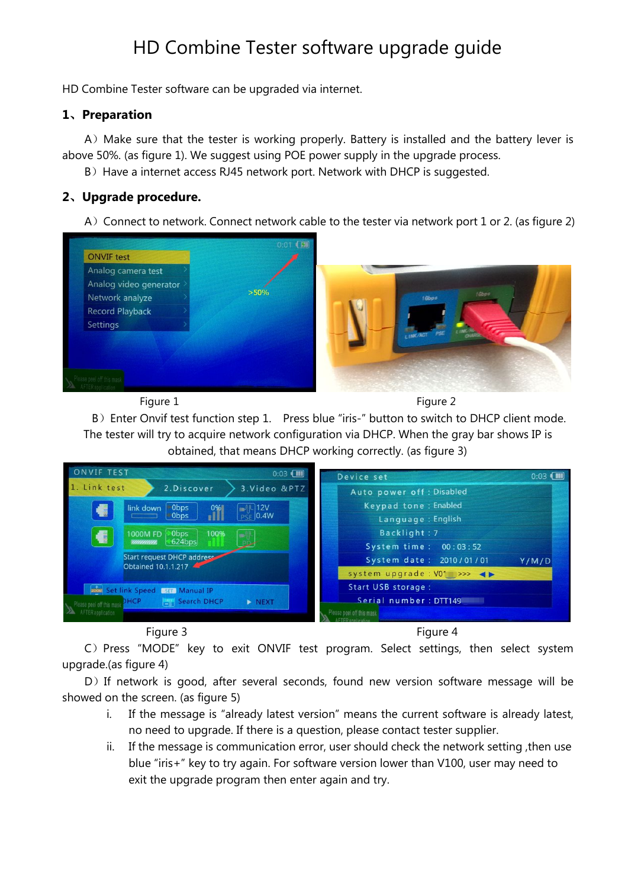# HD Combine Tester software upgrade guide

HD Combine Tester software can be upgraded via internet.

## 1、Preparation

A）Make sure that the tester is working properly. Battery is installed and the battery lever is above 50%. (as figure 1). We suggest using POE power supply in the upgrade process.

B）Have a internet access RJ45 network port. Network with DHCP is suggested.

## 2、Upgrade procedure.

A）Connect to network. Connect network cable to the tester via network port 1 or 2. (as figure 2)

Figure 1

Figure 2

B）Enter Onvif test function step 1. Press blue "iris-" button to switch to DHCP client mode. The tester will try to acquire network configuration via DHCP. When the gray bar shows IP is obtained, that means DHCP working correctly. (as figure 3)

Figure 3

Figure 4

C）Press "MODE" key to exit ONVIF test program. Select settings, then select system upgrade.(as figure 4)

D）If network is good, after several seconds, found new version software message will be showed on the screen. (as figure 5)

i. If the message is "already latest version" means the current software is already latest, no need to upgrade. If there is a question, please contact tester supplier.

ii. If the message is communication error, user should check the network setting ,then use blue "iris+" key to try again. For software version lower than V100, user may need to exit the upgrade program then enter again and try.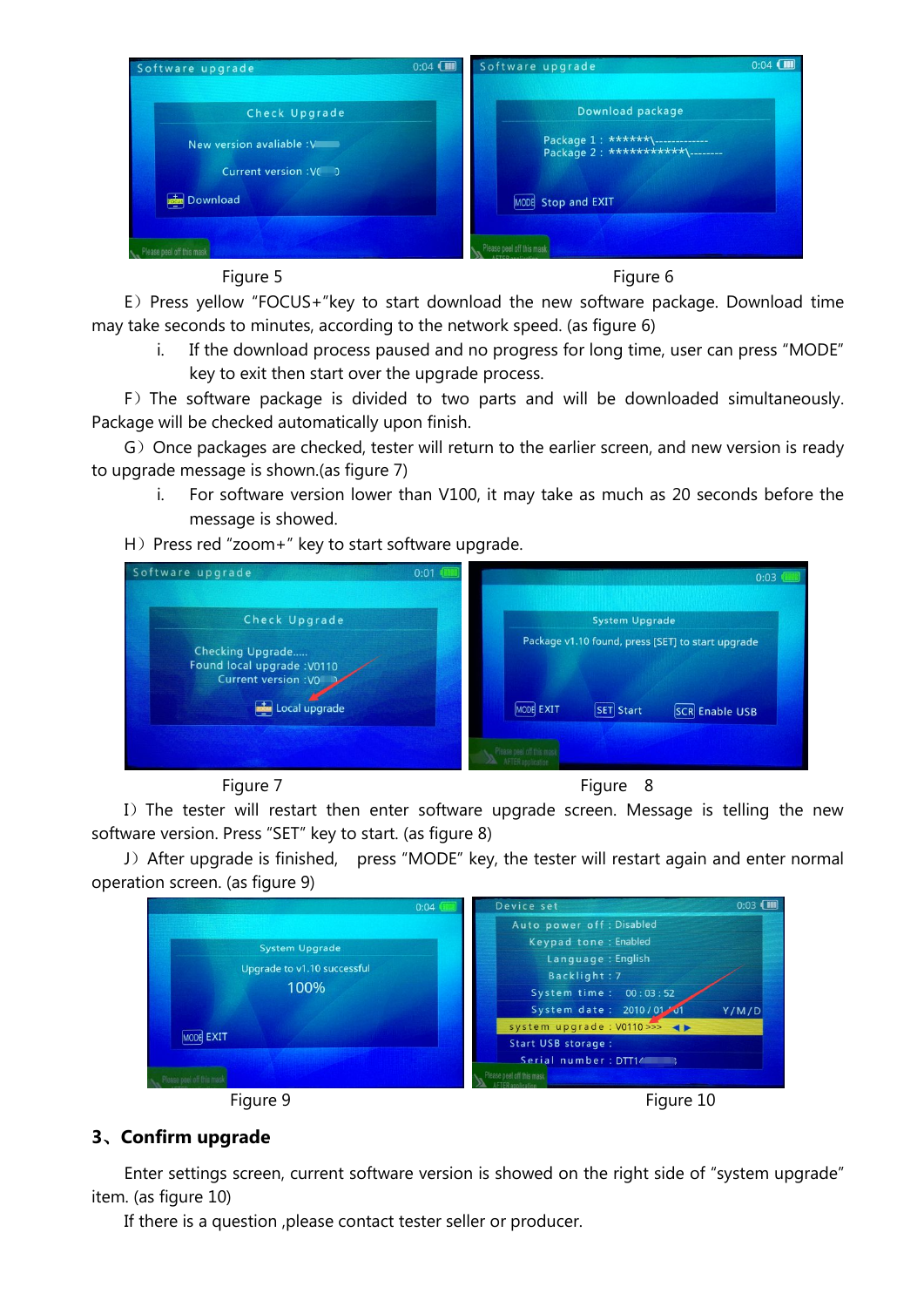Figure 5

Figure 6

E）Press yellow “FOCUS+”key to start download the new software package. Download time may take seconds to minutes, according to the network speed. (as figure 6)

i. If the download process paused and no progress for long time, user can press “MODE” key to exit then start over the upgrade process.

F）The software package is divided to two parts and will be downloaded simultaneously. Package will be checked automatically upon finish.

G）Once packages are checked, tester will return to the earlier screen, and new version is ready to upgrade message is shown.(as figure 7)

i. For software version lower than V100, it may take as much as 20 seconds before the message is showed.

H）Press red “zoom+” key to start software upgrade.

Figure 7

Figure 8

I）The tester will restart then enter software upgrade screen. Message is telling the new software version. Press “SET” key to start. (as figure 8)

J）After upgrade is finished, press “MODE” key, the tester will restart again and enter normal operation screen. (as figure 9)

Figure 9

Figure 10

## 3、Confirm upgrade

Enter settings screen, current software version is showed on the right side of “system upgrade” item. (as figure 10)

If there is a question ,please contact tester seller or producer.